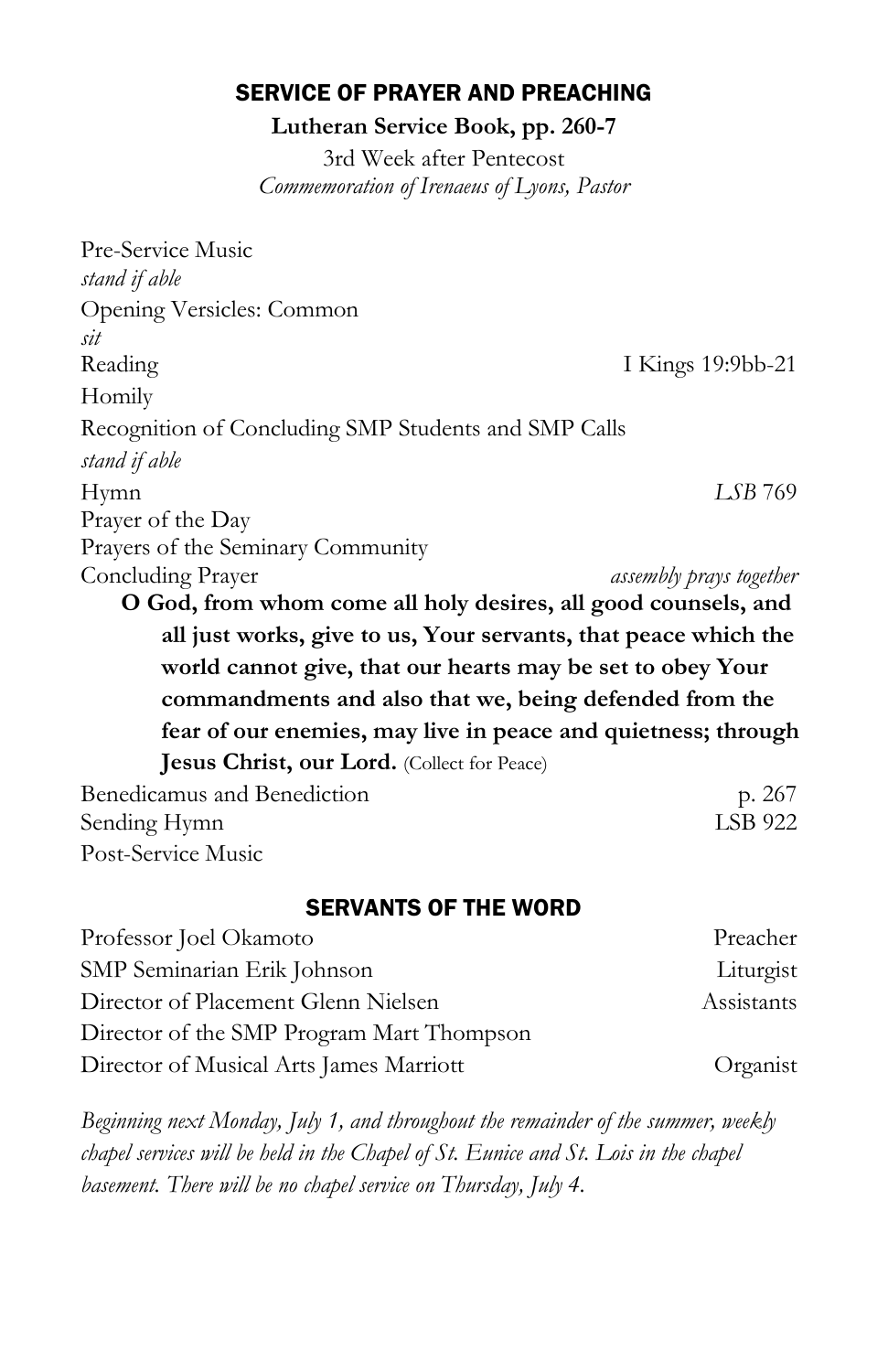## SERVICE OF PRAYER AND PREACHING

**Lutheran Service Book, pp. 260-7**

3rd Week after Pentecost

*Commemoration of Irenaeus of Lyons, Pastor*

Pre-Service Music

*stand if able*

Opening Versicles: Common

*sit*

Reading — I Kings 19:9bb-21

Homily

Recognition of Concluding SMP Students and SMP Calls

*stand if able*

Hymn — *LSB* 769

Prayer of the Day

Prayers of the Seminary Community

Concluding Prayer — *assembly prays together*

**O God, from whom come all holy desires, all good counsels, and all just works, give to us, Your servants, that peace which the world cannot give, that our hearts may be set to obey Your commandments and also that we, being defended from the fear of our enemies, may live in peace and quietness; through Jesus Christ, our Lord.** (Collect for Peace)

Benedicamus and Benediction — p. 267

Sending Hymn — LSB 922

Post-Service Music

## SERVANTS OF THE WORD

| | |
|---|---|
| Professor Joel Okamoto | Preacher |
| SMP Seminarian Erik Johnson | Liturgist |
| Director of Placement Glenn Nielsen | Assistants |
| Director of the SMP Program Mart Thompson | |
| Director of Musical Arts James Marriott | Organist |

*Beginning next Monday, July 1, and throughout the remainder of the summer, weekly chapel services will be held in the Chapel of St. Eunice and St. Lois in the chapel basement. There will be no chapel service on Thursday, July 4.*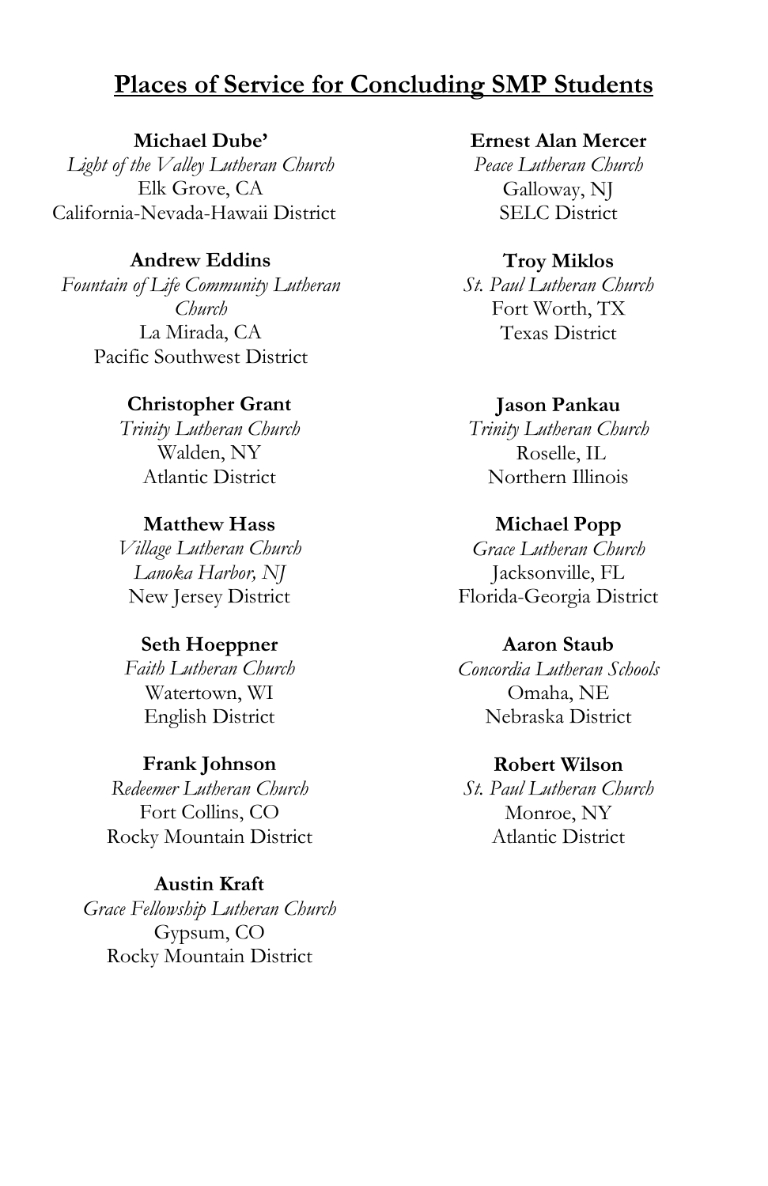## Places of Service for Concluding SMP Students

**Michael Dube'**
*Light of the Valley Lutheran Church*
Elk Grove, CA
California-Nevada-Hawaii District

**Andrew Eddins**
*Fountain of Life Community Lutheran Church*
La Mirada, CA
Pacific Southwest District

**Christopher Grant**
*Trinity Lutheran Church*
Walden, NY
Atlantic District

**Matthew Hass**
*Village Lutheran Church*
*Lanoka Harbor, NJ*
New Jersey District

**Seth Hoeppner**
*Faith Lutheran Church*
Watertown, WI
English District

**Frank Johnson**
*Redeemer Lutheran Church*
Fort Collins, CO
Rocky Mountain District

**Austin Kraft**
*Grace Fellowship Lutheran Church*
Gypsum, CO
Rocky Mountain District

**Ernest Alan Mercer**
*Peace Lutheran Church*
Galloway, NJ
SELC District

**Troy Miklos**
*St. Paul Lutheran Church*
Fort Worth, TX
Texas District

**Jason Pankau**
*Trinity Lutheran Church*
Roselle, IL
Northern Illinois

**Michael Popp**
*Grace Lutheran Church*
Jacksonville, FL
Florida-Georgia District

**Aaron Staub**
*Concordia Lutheran Schools*
Omaha, NE
Nebraska District

**Robert Wilson**
*St. Paul Lutheran Church*
Monroe, NY
Atlantic District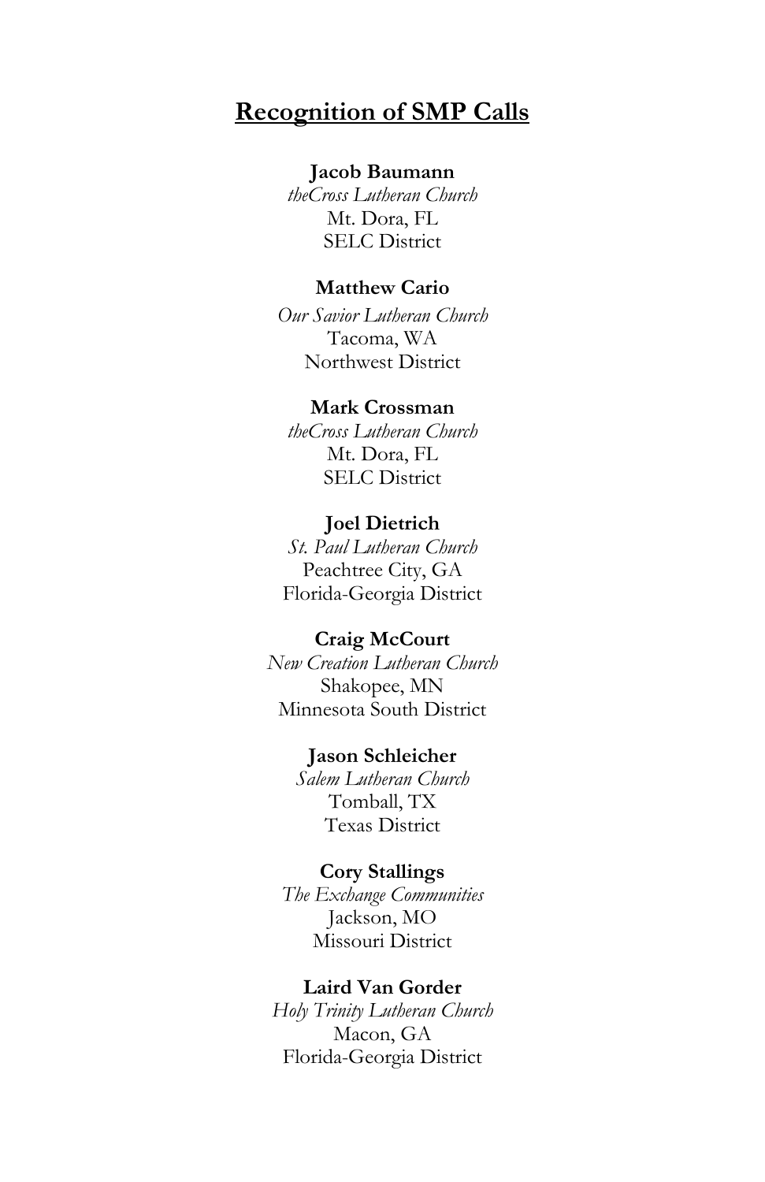## Recognition of SMP Calls

**Jacob Baumann**
*theCross Lutheran Church*
Mt. Dora, FL
SELC District

**Matthew Cario**
*Our Savior Lutheran Church*
Tacoma, WA
Northwest District

**Mark Crossman**
*theCross Lutheran Church*
Mt. Dora, FL
SELC District

**Joel Dietrich**
*St. Paul Lutheran Church*
Peachtree City, GA
Florida-Georgia District

**Craig McCourt**
*New Creation Lutheran Church*
Shakopee, MN
Minnesota South District

**Jason Schleicher**
*Salem Lutheran Church*
Tomball, TX
Texas District

**Cory Stallings**
*The Exchange Communities*
Jackson, MO
Missouri District

**Laird Van Gorder**
*Holy Trinity Lutheran Church*
Macon, GA
Florida-Georgia District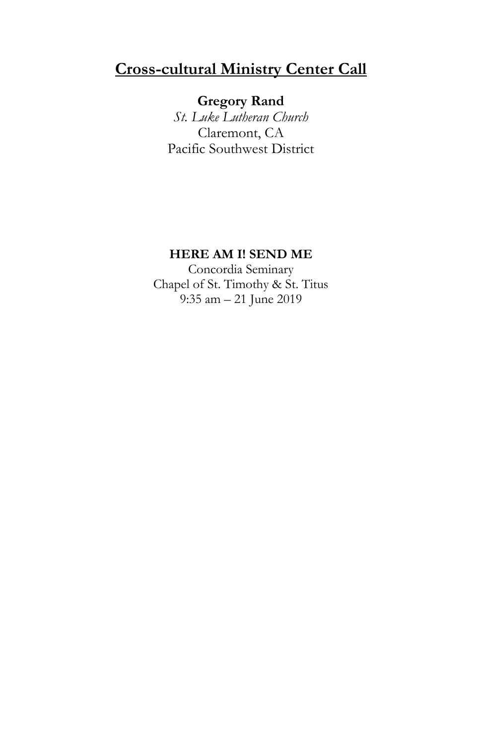# Cross-cultural Ministry Center Call

**Gregory Rand**
*St. Luke Lutheran Church*
Claremont, CA
Pacific Southwest District

**HERE AM I! SEND ME**
Concordia Seminary
Chapel of St. Timothy & St. Titus
9:35 am – 21 June 2019